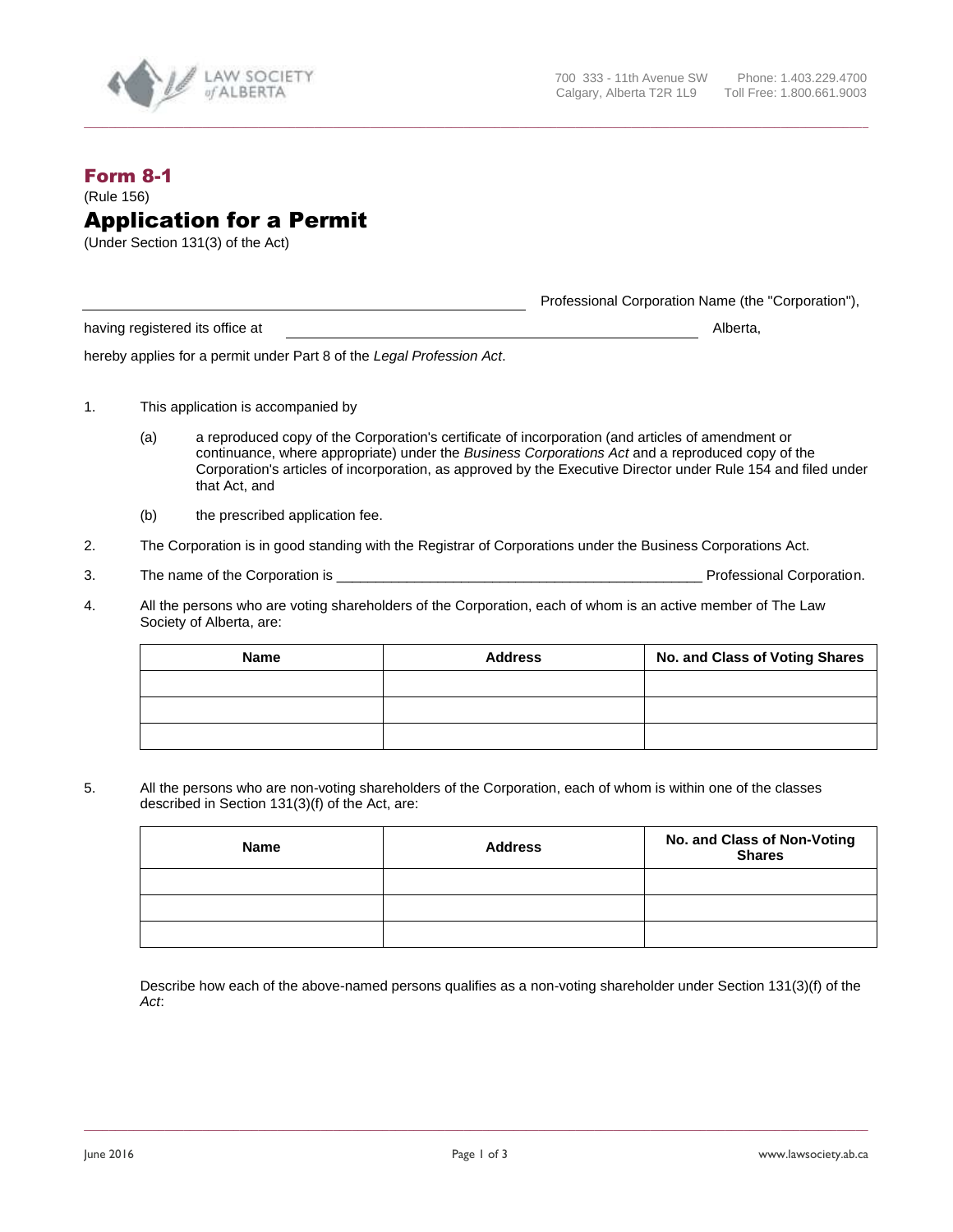**Form 8-1**

(Rule 156)

# Application for a Permit

(Under Section 131(3) of the Act)

______________________________ Professional Corporation Name (the "Corporation"),

having registered its office at ______________________________ Alberta,

hereby applies for a permit under Part 8 of the *Legal Profession Act*.

1. This application is accompanied by

   (a) a reproduced copy of the Corporation's certificate of incorporation (and articles of amendment or continuance, where appropriate) under the *Business Corporations Act* and a reproduced copy of the Corporation's articles of incorporation, as approved by the Executive Director under Rule 154 and filed under that Act, and

   (b) the prescribed application fee.

2. The Corporation is in good standing with the Registrar of Corporations under the Business Corporations Act.

3. The name of the Corporation is ______________________________ Professional Corporation.

4. All the persons who are voting shareholders of the Corporation, each of whom is an active member of The Law Society of Alberta, are:

| Name | Address | No. and Class of Voting Shares |
|---|---|---|
| | | |
| | | |
| | | |

5. All the persons who are non-voting shareholders of the Corporation, each of whom is within one of the classes described in Section 131(3)(f) of the Act, are:

| Name | Address | No. and Class of Non-Voting Shares |
|---|---|---|
| | | |
| | | |
| | | |

Describe how each of the above-named persons qualifies as a non-voting shareholder under Section 131(3)(f) of the *Act*: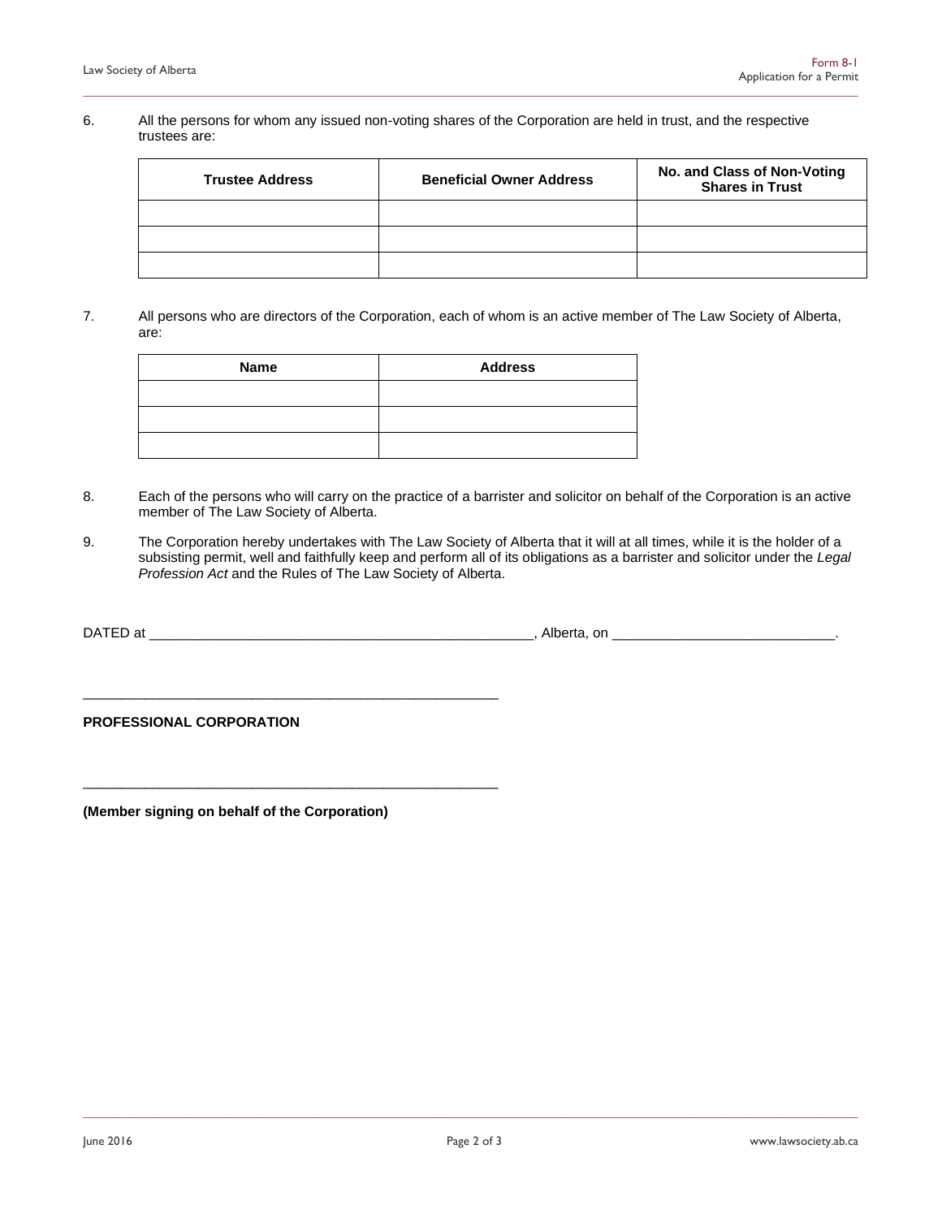6. All the persons for whom any issued non-voting shares of the Corporation are held in trust, and the respective trustees are:

| Trustee Address | Beneficial Owner Address | No. and Class of Non-Voting Shares in Trust |
|---|---|---|
| | | |
| | | |
| | | |

7. All persons who are directors of the Corporation, each of whom is an active member of The Law Society of Alberta, are:

| Name | Address |
|---|---|
| | |
| | |
| | |

8. Each of the persons who will carry on the practice of a barrister and solicitor on behalf of the Corporation is an active member of The Law Society of Alberta.

9. The Corporation hereby undertakes with The Law Society of Alberta that it will at all times, while it is the holder of a subsisting permit, well and faithfully keep and perform all of its obligations as a barrister and solicitor under the *Legal Profession Act* and the Rules of The Law Society of Alberta.

DATED at ___________________________________________________, Alberta, on ____________________________.

_______________________________________________________

**PROFESSIONAL CORPORATION**

_______________________________________________________

**(Member signing on behalf of the Corporation)**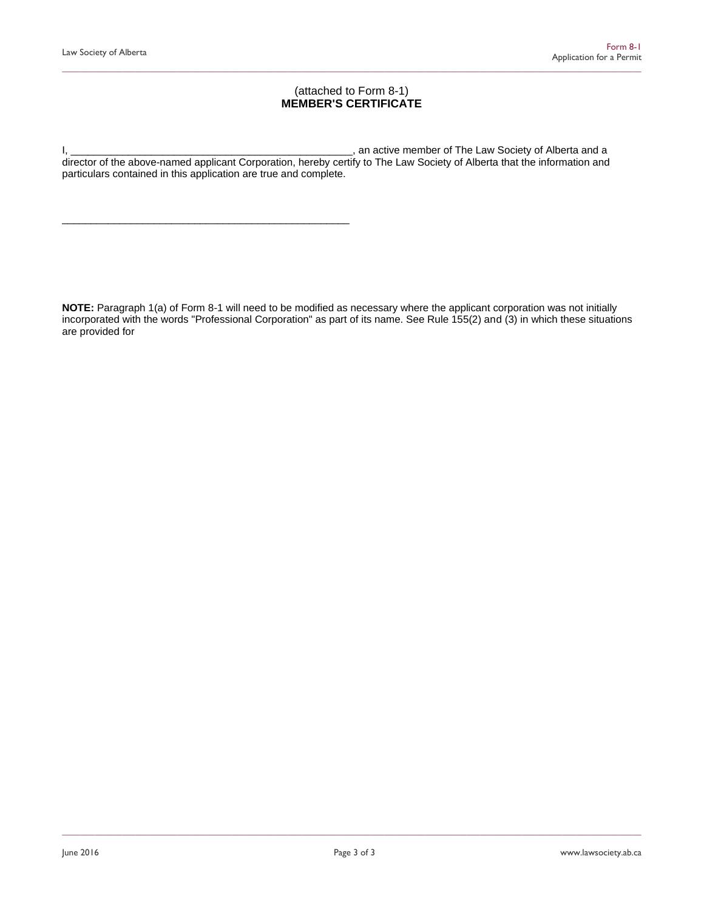(attached to Form 8-1)
**MEMBER'S CERTIFICATE**

I, ________________________________________________, an active member of The Law Society of Alberta and a director of the above-named applicant Corporation, hereby certify to The Law Society of Alberta that the information and particulars contained in this application are true and complete.

____________________________________________________

**NOTE:** Paragraph 1(a) of Form 8-1 will need to be modified as necessary where the applicant corporation was not initially incorporated with the words "Professional Corporation" as part of its name. See Rule 155(2) and (3) in which these situations are provided for